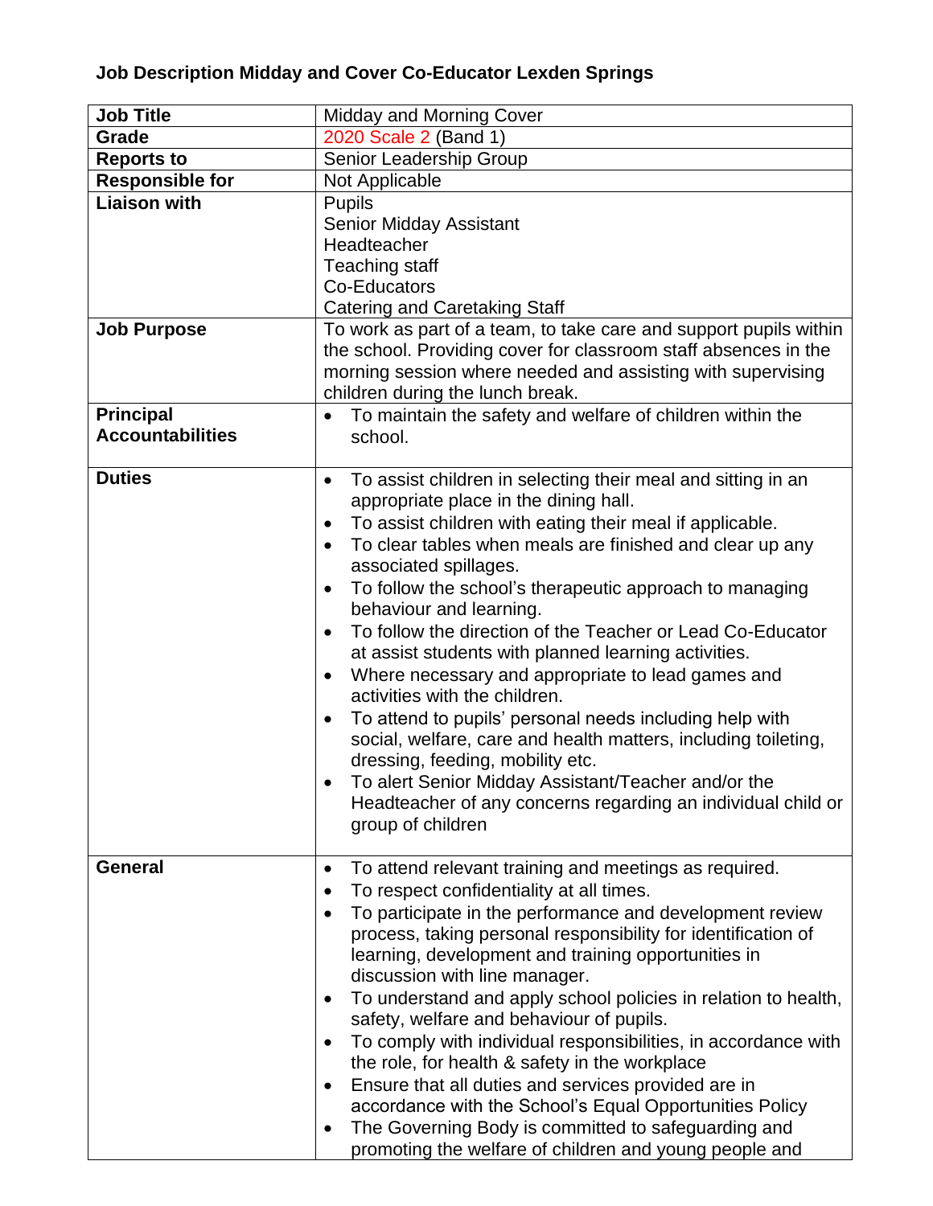**Job Description Midday and Cover Co-Educator Lexden Springs**

| **Job Title** | Midday and Morning Cover |
|---|---|
| **Grade** | 2020 Scale 2 (Band 1) |
| **Reports to** | Senior Leadership Group |
| **Responsible for** | Not Applicable |
| **Liaison with** | Pupils<br>Senior Midday Assistant<br>Headteacher<br>Teaching staff<br>Co-Educators<br>Catering and Caretaking Staff |
| **Job Purpose** | To work as part of a team, to take care and support pupils within the school. Providing cover for classroom staff absences in the morning session where needed and assisting with supervising children during the lunch break. |
| **Principal Accountabilities** | • To maintain the safety and welfare of children within the school. |
| **Duties** | • To assist children in selecting their meal and sitting in an appropriate place in the dining hall.<br>• To assist children with eating their meal if applicable.<br>• To clear tables when meals are finished and clear up any associated spillages.<br>• To follow the school's therapeutic approach to managing behaviour and learning.<br>• To follow the direction of the Teacher or Lead Co-Educator at assist students with planned learning activities.<br>• Where necessary and appropriate to lead games and activities with the children.<br>• To attend to pupils' personal needs including help with social, welfare, care and health matters, including toileting, dressing, feeding, mobility etc.<br>• To alert Senior Midday Assistant/Teacher and/or the Headteacher of any concerns regarding an individual child or group of children |
| **General** | • To attend relevant training and meetings as required.<br>• To respect confidentiality at all times.<br>• To participate in the performance and development review process, taking personal responsibility for identification of learning, development and training opportunities in discussion with line manager.<br>• To understand and apply school policies in relation to health, safety, welfare and behaviour of pupils.<br>• To comply with individual responsibilities, in accordance with the role, for health & safety in the workplace<br>• Ensure that all duties and services provided are in accordance with the School's Equal Opportunities Policy<br>• The Governing Body is committed to safeguarding and promoting the welfare of children and young people and |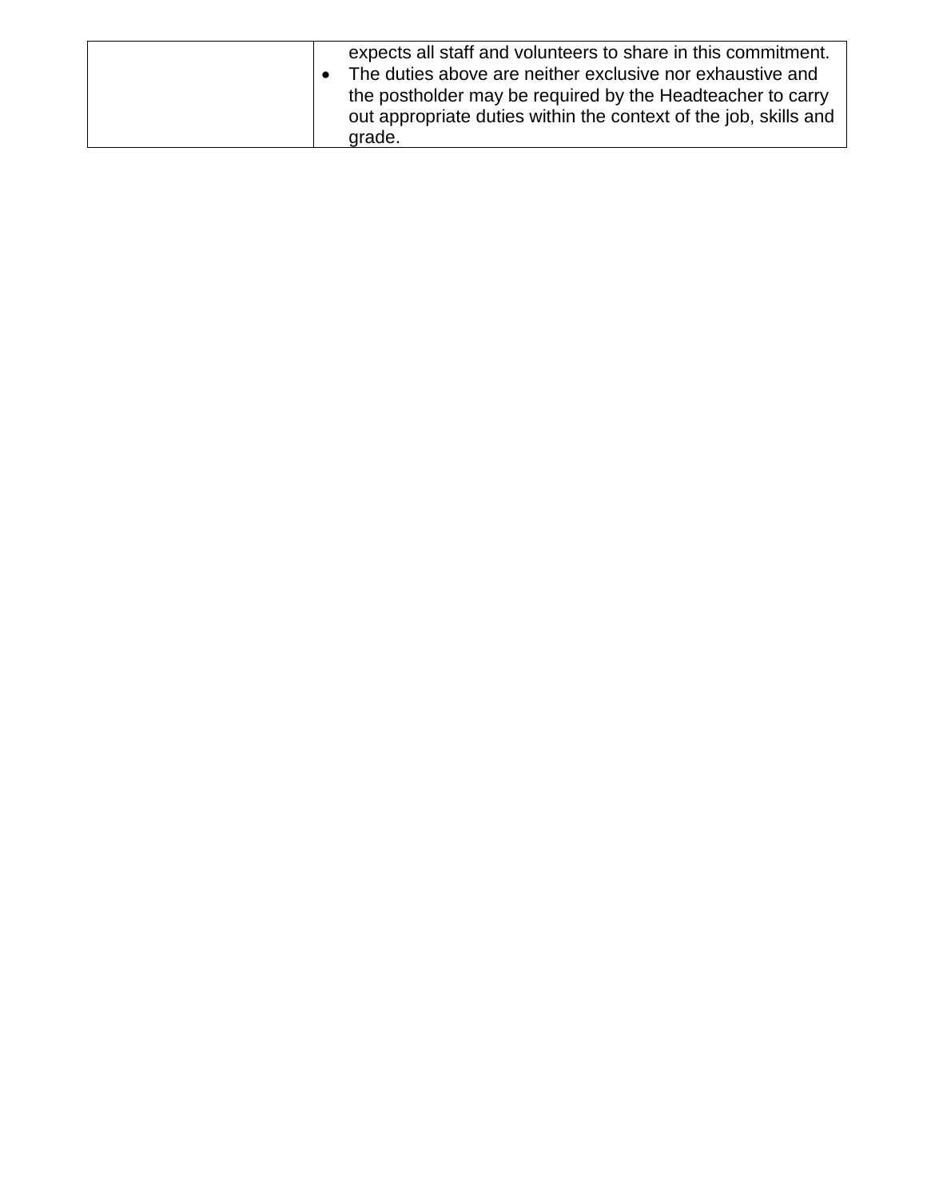| | |
|---|---|
| | expects all staff and volunteers to share in this commitment.<br>• The duties above are neither exclusive nor exhaustive and the postholder may be required by the Headteacher to carry out appropriate duties within the context of the job, skills and grade. |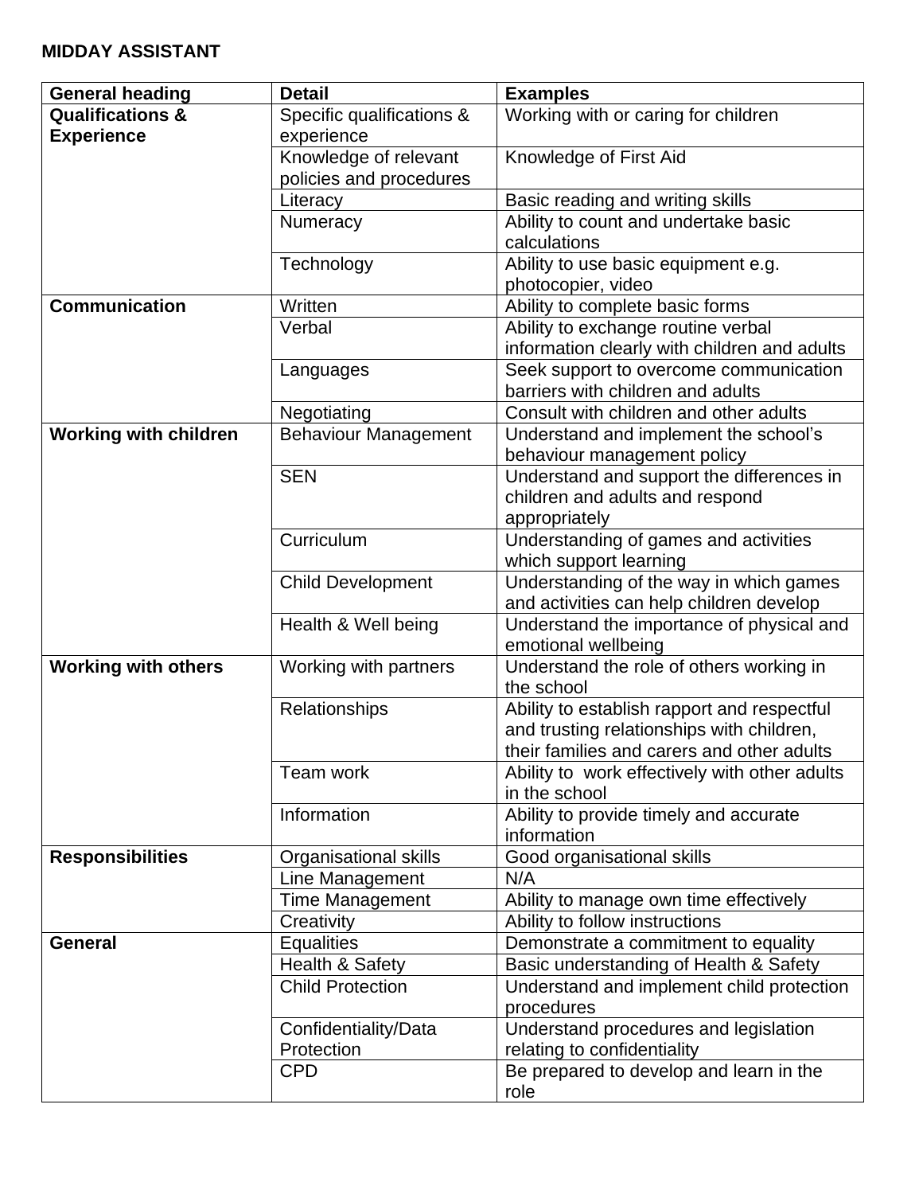**MIDDAY ASSISTANT**

| General heading | Detail | Examples |
|---|---|---|
| **Qualifications & Experience** | Specific qualifications & experience | Working with or caring for children |
| | Knowledge of relevant policies and procedures | Knowledge of First Aid |
| | Literacy | Basic reading and writing skills |
| | Numeracy | Ability to count and undertake basic calculations |
| | Technology | Ability to use basic equipment e.g. photocopier, video |
| **Communication** | Written | Ability to complete basic forms |
| | Verbal | Ability to exchange routine verbal information clearly with children and adults |
| | Languages | Seek support to overcome communication barriers with children and adults |
| | Negotiating | Consult with children and other adults |
| **Working with children** | Behaviour Management | Understand and implement the school's behaviour management policy |
| | SEN | Understand and support the differences in children and adults and respond appropriately |
| | Curriculum | Understanding of games and activities which support learning |
| | Child Development | Understanding of the way in which games and activities can help children develop |
| | Health & Well being | Understand the importance of physical and emotional wellbeing |
| **Working with others** | Working with partners | Understand the role of others working in the school |
| | Relationships | Ability to establish rapport and respectful and trusting relationships with children, their families and carers and other adults |
| | Team work | Ability to work effectively with other adults in the school |
| | Information | Ability to provide timely and accurate information |
| **Responsibilities** | Organisational skills | Good organisational skills |
| | Line Management | N/A |
| | Time Management | Ability to manage own time effectively |
| | Creativity | Ability to follow instructions |
| **General** | Equalities | Demonstrate a commitment to equality |
| | Health & Safety | Basic understanding of Health & Safety |
| | Child Protection | Understand and implement child protection procedures |
| | Confidentiality/Data Protection | Understand procedures and legislation relating to confidentiality |
| | CPD | Be prepared to develop and learn in the role |